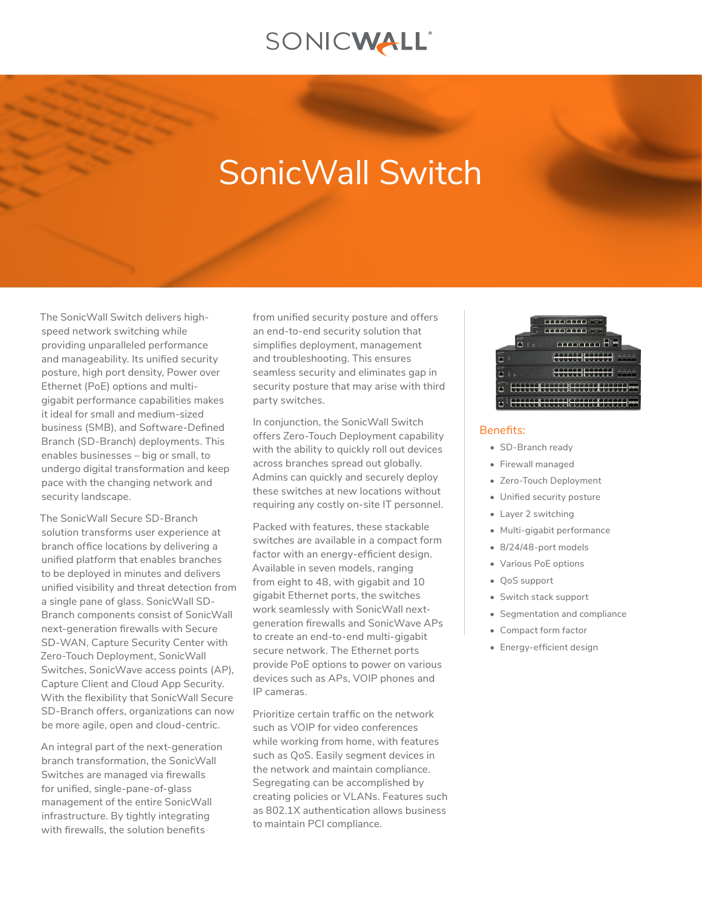# SonicWall Switch

The SonicWall Switch delivers high-speed network switching while providing unparalleled performance and manageability. Its unified security posture, high port density, Power over Ethernet (PoE) options and multi-gigabit performance capabilities makes it ideal for small and medium-sized business (SMB), and Software-Defined Branch (SD-Branch) deployments. This enables businesses – big or small, to undergo digital transformation and keep pace with the changing network and security landscape.

The SonicWall Secure SD-Branch solution transforms user experience at branch office locations by delivering a unified platform that enables branches to be deployed in minutes and delivers unified visibility and threat detection from a single pane of glass. SonicWall SD-Branch components consist of SonicWall next-generation firewalls with Secure SD-WAN, Capture Security Center with Zero-Touch Deployment, SonicWall Switches, SonicWave access points (AP), Capture Client and Cloud App Security. With the flexibility that SonicWall Secure SD-Branch offers, organizations can now be more agile, open and cloud-centric.

An integral part of the next-generation branch transformation, the SonicWall Switches are managed via firewalls for unified, single-pane-of-glass management of the entire SonicWall infrastructure. By tightly integrating with firewalls, the solution benefits from unified security posture and offers an end-to-end security solution that simplifies deployment, management and troubleshooting. This ensures seamless security and eliminates gap in security posture that may arise with third party switches.

In conjunction, the SonicWall Switch offers Zero-Touch Deployment capability with the ability to quickly roll out devices across branches spread out globally. Admins can quickly and securely deploy these switches at new locations without requiring any costly on-site IT personnel.

Packed with features, these stackable switches are available in a compact form factor with an energy-efficient design. Available in seven models, ranging from eight to 48, with gigabit and 10 gigabit Ethernet ports, the switches work seamlessly with SonicWall next-generation firewalls and SonicWave APs to create an end-to-end multi-gigabit secure network. The Ethernet ports provide PoE options to power on various devices such as APs, VOIP phones and IP cameras.

Prioritize certain traffic on the network such as VOIP for video conferences while working from home, with features such as QoS. Easily segment devices in the network and maintain compliance. Segregating can be accomplished by creating policies or VLANs. Features such as 802.1X authentication allows business to maintain PCI compliance.

## Benefits:

- SD-Branch ready
- Firewall managed
- Zero-Touch Deployment
- Unified security posture
- Layer 2 switching
- Multi-gigabit performance
- 8/24/48-port models
- Various PoE options
- QoS support
- Switch stack support
- Segmentation and compliance
- Compact form factor
- Energy-efficient design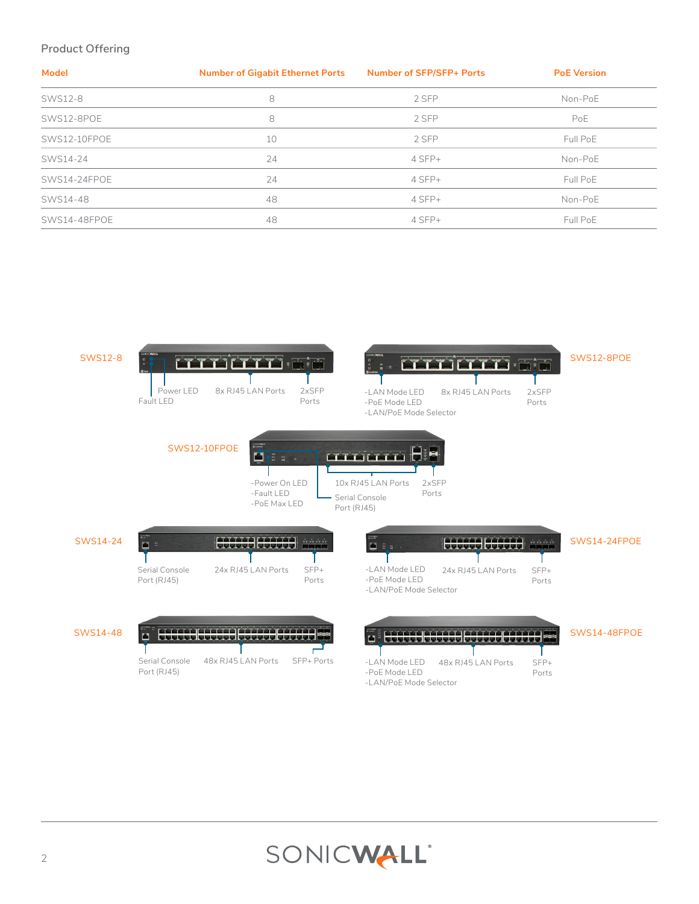## Product Offering

| Model | Number of Gigabit Ethernet Ports | Number of SFP/SFP+ Ports | PoE Version |
|---|---|---|---|
| SWS12-8 | 8 | 2 SFP | Non-PoE |
| SWS12-8POE | 8 | 2 SFP | PoE |
| SWS12-10FPOE | 10 | 2 SFP | Full PoE |
| SWS14-24 | 24 | 4 SFP+ | Non-PoE |
| SWS14-24FPOE | 24 | 4 SFP+ | Full PoE |
| SWS14-48 | 48 | 4 SFP+ | Non-PoE |
| SWS14-48FPOE | 48 | 4 SFP+ | Full PoE |

SWS12-8
Power LED
Fault LED
8x RJ45 LAN Ports
2xSFP Ports

SWS12-8POE
-LAN Mode LED
-PoE Mode LED
-LAN/PoE Mode Selector
8x RJ45 LAN Ports
2xSFP Ports

SWS12-10FPOE
-Power On LED
-Fault LED
-PoE Max LED
10x RJ45 LAN Ports
Serial Console Port (RJ45)
2xSFP Ports

SWS14-24
Serial Console Port (RJ45)
24x RJ45 LAN Ports
SFP+ Ports

SWS14-24FPOE
-LAN Mode LED
-PoE Mode LED
-LAN/PoE Mode Selector
24x RJ45 LAN Ports
SFP+ Ports

SWS14-48
Serial Console Port (RJ45)
48x RJ45 LAN Ports
SFP+ Ports

SWS14-48FPOE
-LAN Mode LED
-PoE Mode LED
-LAN/PoE Mode Selector
48x RJ45 LAN Ports
SFP+ Ports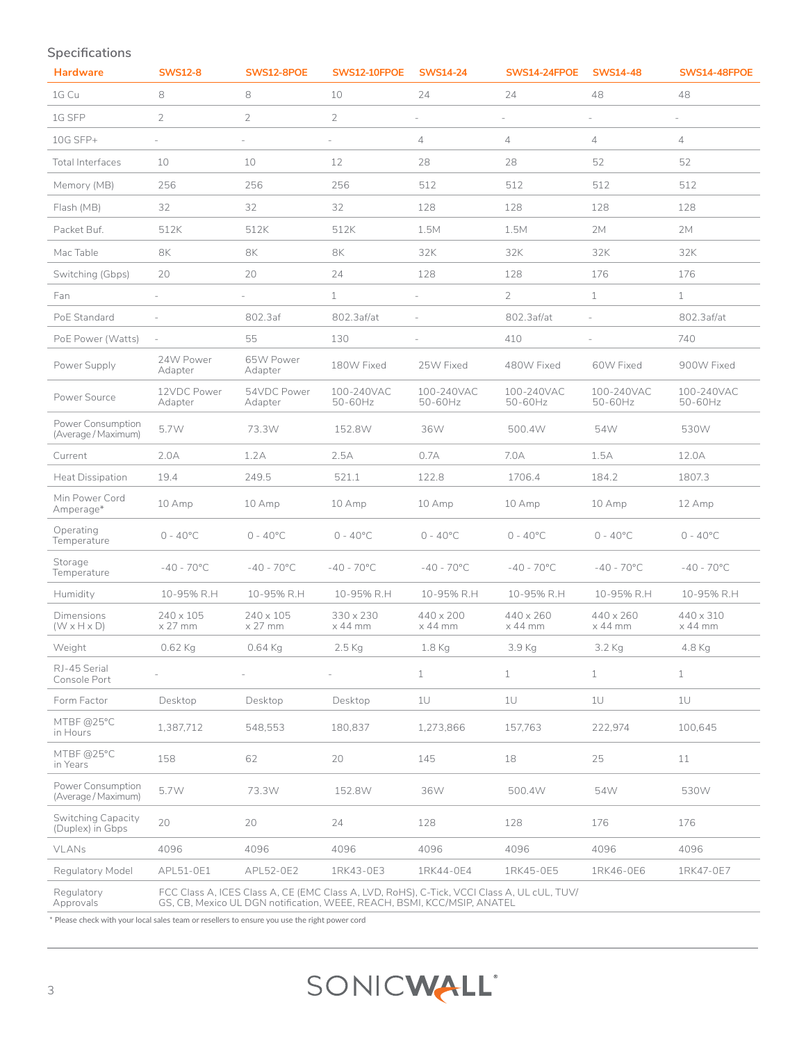## Specifications

| Hardware | SWS12-8 | SWS12-8POE | SWS12-10FPOE | SWS14-24 | SWS14-24FPOE | SWS14-48 | SWS14-48FPOE |
|---|---|---|---|---|---|---|---|
| 1G Cu | 8 | 8 | 10 | 24 | 24 | 48 | 48 |
| 1G SFP | 2 | 2 | 2 | - | - | - | - |
| 10G SFP+ | - | - | - | 4 | 4 | 4 | 4 |
| Total Interfaces | 10 | 10 | 12 | 28 | 28 | 52 | 52 |
| Memory (MB) | 256 | 256 | 256 | 512 | 512 | 512 | 512 |
| Flash (MB) | 32 | 32 | 32 | 128 | 128 | 128 | 128 |
| Packet Buf. | 512K | 512K | 512K | 1.5M | 1.5M | 2M | 2M |
| Mac Table | 8K | 8K | 8K | 32K | 32K | 32K | 32K |
| Switching (Gbps) | 20 | 20 | 24 | 128 | 128 | 176 | 176 |
| Fan | - | - | 1 | - | 2 | 1 | 1 |
| PoE Standard | - | 802.3af | 802.3af/at | - | 802.3af/at | - | 802.3af/at |
| PoE Power (Watts) | - | 55 | 130 | - | 410 | - | 740 |
| Power Supply | 24W Power Adapter | 65W Power Adapter | 180W Fixed | 25W Fixed | 480W Fixed | 60W Fixed | 900W Fixed |
| Power Source | 12VDC Power Adapter | 54VDC Power Adapter | 100-240VAC 50-60Hz | 100-240VAC 50-60Hz | 100-240VAC 50-60Hz | 100-240VAC 50-60Hz | 100-240VAC 50-60Hz |
| Power Consumption (Average / Maximum) | 5.7W | 73.3W | 152.8W | 36W | 500.4W | 54W | 530W |
| Current | 2.0A | 1.2A | 2.5A | 0.7A | 7.0A | 1.5A | 12.0A |
| Heat Dissipation | 19.4 | 249.5 | 521.1 | 122.8 | 1706.4 | 184.2 | 1807.3 |
| Min Power Cord Amperage* | 10 Amp | 10 Amp | 10 Amp | 10 Amp | 10 Amp | 10 Amp | 12 Amp |
| Operating Temperature | 0 - 40°C | 0 - 40°C | 0 - 40°C | 0 - 40°C | 0 - 40°C | 0 - 40°C | 0 - 40°C |
| Storage Temperature | -40 - 70°C | -40 - 70°C | -40 - 70°C | -40 - 70°C | -40 - 70°C | -40 - 70°C | -40 - 70°C |
| Humidity | 10-95% R.H | 10-95% R.H | 10-95% R.H | 10-95% R.H | 10-95% R.H | 10-95% R.H | 10-95% R.H |
| Dimensions (W x H x D) | 240 x 105 x 27 mm | 240 x 105 x 27 mm | 330 x 230 x 44 mm | 440 x 200 x 44 mm | 440 x 260 x 44 mm | 440 x 260 x 44 mm | 440 x 310 x 44 mm |
| Weight | 0.62 Kg | 0.64 Kg | 2.5 Kg | 1.8 Kg | 3.9 Kg | 3.2 Kg | 4.8 Kg |
| RJ-45 Serial Console Port | - | - | - | 1 | 1 | 1 | 1 |
| Form Factor | Desktop | Desktop | Desktop | 1U | 1U | 1U | 1U |
| MTBF @25°C in Hours | 1,387,712 | 548,553 | 180,837 | 1,273,866 | 157,763 | 222,974 | 100,645 |
| MTBF @25°C in Years | 158 | 62 | 20 | 145 | 18 | 25 | 11 |
| Power Consumption (Average / Maximum) | 5.7W | 73.3W | 152.8W | 36W | 500.4W | 54W | 530W |
| Switching Capacity (Duplex) in Gbps | 20 | 20 | 24 | 128 | 128 | 176 | 176 |
| VLANs | 4096 | 4096 | 4096 | 4096 | 4096 | 4096 | 4096 |
| Regulatory Model | APL51-0E1 | APL52-0E2 | 1RK43-0E3 | 1RK44-0E4 | 1RK45-0E5 | 1RK46-0E6 | 1RK47-0E7 |
| Regulatory Approvals | FCC Class A, ICES Class A, CE (EMC Class A, LVD, RoHS), C-Tick, VCCI Class A, UL cUL, TUV/GS, CB, Mexico UL DGN notification, WEEE, REACH, BSMI, KCC/MSIP, ANATEL | | | | | | |

* Please check with your local sales team or resellers to ensure you use the right power cord

SONICWALL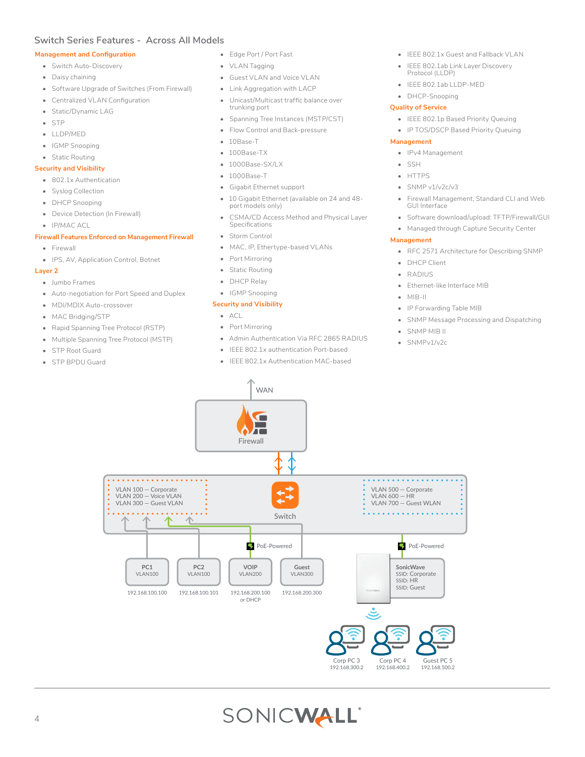## Switch Series Features - Across All Models

### Management and Configuration

- Switch Auto-Discovery
- Daisy chaining
- Software Upgrade of Switches (From Firewall)
- Centralized VLAN Configuration
- Static/Dynamic LAG
- STP
- LLDP/MED
- IGMP Snooping
- Static Routing

### Security and Visibility

- 802.1x Authentication
- Syslog Collection
- DHCP Snooping
- Device Detection (In Firewall)
- IP/MAC ACL

### Firewall Features Enforced on Management Firewall

- Firewall
- IPS, AV, Application Control, Botnet

### Layer 2

- Jumbo Frames
- Auto-negotiation for Port Speed and Duplex
- MDI/MDIX Auto-crossover
- MAC Bridging/STP
- Rapid Spanning Tree Protocol (RSTP)
- Multiple Spanning Tree Protocol (MSTP)
- STP Root Guard
- STP BPDU Guard
- Edge Port / Port Fast
- VLAN Tagging
- Guest VLAN and Voice VLAN
- Link Aggregation with LACP
- Unicast/Multicast traffic balance over trunking port
- Spanning Tree Instances (MSTP/CST)
- Flow Control and Back-pressure
- 10Base-T
- 100Base-TX
- 1000Base-SX/LX
- 1000Base-T
- Gigabit Ethernet support
- 10 Gigabit Ethernet (available on 24 and 48-port models only)
- CSMA/CD Access Method and Physical Layer Specifications
- Storm Control
- MAC, IP, Ethertype-based VLANs
- Port Mirroring
- Static Routing
- DHCP Relay
- IGMP Snooping

### Security and Visibility

- ACL
- Port Mirroring
- Admin Authentication Via RFC 2865 RADIUS
- IEEE 802.1x authentication Port-based
- IEEE 802.1x Authentication MAC-based
- IEEE 802.1x Guest and Fallback VLAN
- IEEE 802.1ab Link Layer Discovery Protocol (LLDP)
- IEEE 802.1ab LLDP-MED
- DHCP-Snooping

### Quality of Service

- IEEE 802.1p Based Priority Queuing
- IP TOS/DSCP Based Priority Queuing

### Management

- IPv4 Management
- SSH
- HTTPS
- SNMP v1/v2c/v3
- Firewall Management, Standard CLI and Web GUI Interface
- Software download/upload: TFTP/Firewall/GUI
- Managed through Capture Security Center

### Management

- RFC 2571 Architecture for Describing SNMP
- DHCP Client
- RADIUS
- Ethernet-like Interface MIB
- MIB-II
- IP Forwarding Table MIB
- SNMP Message Processing and Dispatching
- SNMP MIB II
- SNMPv1/v2c

WAN

Firewall

Switch

VLAN 100 — Corporate
VLAN 200 — Voice VLAN
VLAN 300 — Guest VLAN

VLAN 500 — Corporate
VLAN 600 — HR
VLAN 700 — Guest WLAN

PoE-Powered

PoE-Powered

PC1
VLAN100
192.168.100.100

PC2
VLAN100
192.168.100.101

VOIP
VLAN200
192.168.200.100 or DHCP

Guest
VLAN300
192.168.200.300

SonicWave
SSID: Corporate
SSID: HR
SSID: Guest

Corp PC 3
192.168.300.2

Corp PC 4
192.168.400.2

Guest PC 5
192.168.500.2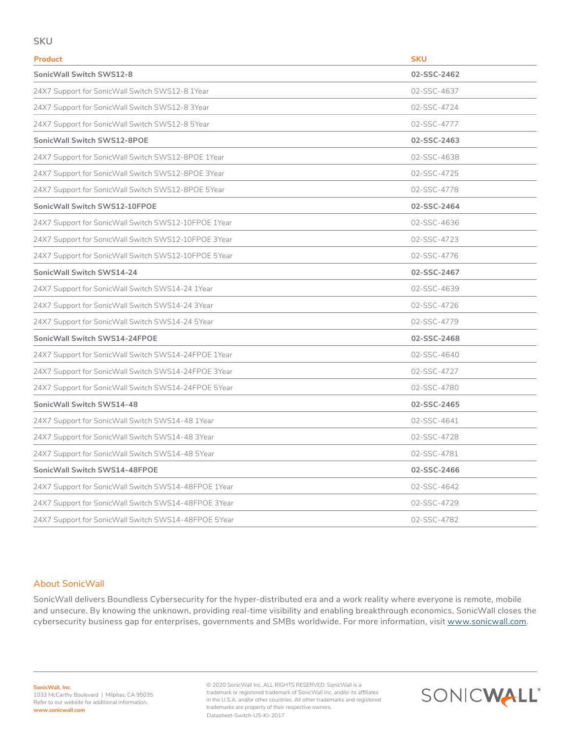## SKU

| Product | SKU |
|---|---|
| **SonicWall Switch SWS12-8** | **02-SSC-2462** |
| 24X7 Support for SonicWall Switch SWS12-8 1Year | 02-SSC-4637 |
| 24X7 Support for SonicWall Switch SWS12-8 3Year | 02-SSC-4724 |
| 24X7 Support for SonicWall Switch SWS12-8 5Year | 02-SSC-4777 |
| **SonicWall Switch SWS12-8POE** | **02-SSC-2463** |
| 24X7 Support for SonicWall Switch SWS12-8POE 1Year | 02-SSC-4638 |
| 24X7 Support for SonicWall Switch SWS12-8POE 3Year | 02-SSC-4725 |
| 24X7 Support for SonicWall Switch SWS12-8POE 5Year | 02-SSC-4778 |
| **SonicWall Switch SWS12-10FPOE** | **02-SSC-2464** |
| 24X7 Support for SonicWall Switch SWS12-10FPOE 1Year | 02-SSC-4636 |
| 24X7 Support for SonicWall Switch SWS12-10FPOE 3Year | 02-SSC-4723 |
| 24X7 Support for SonicWall Switch SWS12-10FPOE 5Year | 02-SSC-4776 |
| **SonicWall Switch SWS14-24** | **02-SSC-2467** |
| 24X7 Support for SonicWall Switch SWS14-24 1Year | 02-SSC-4639 |
| 24X7 Support for SonicWall Switch SWS14-24 3Year | 02-SSC-4726 |
| 24X7 Support for SonicWall Switch SWS14-24 5Year | 02-SSC-4779 |
| **SonicWall Switch SWS14-24FPOE** | **02-SSC-2468** |
| 24X7 Support for SonicWall Switch SWS14-24FPOE 1Year | 02-SSC-4640 |
| 24X7 Support for SonicWall Switch SWS14-24FPOE 3Year | 02-SSC-4727 |
| 24X7 Support for SonicWall Switch SWS14-24FPOE 5Year | 02-SSC-4780 |
| **SonicWall Switch SWS14-48** | **02-SSC-2465** |
| 24X7 Support for SonicWall Switch SWS14-48 1Year | 02-SSC-4641 |
| 24X7 Support for SonicWall Switch SWS14-48 3Year | 02-SSC-4728 |
| 24X7 Support for SonicWall Switch SWS14-48 5Year | 02-SSC-4781 |
| **SonicWall Switch SWS14-48FPOE** | **02-SSC-2466** |
| 24X7 Support for SonicWall Switch SWS14-48FPOE 1Year | 02-SSC-4642 |
| 24X7 Support for SonicWall Switch SWS14-48FPOE 3Year | 02-SSC-4729 |
| 24X7 Support for SonicWall Switch SWS14-48FPOE 5Year | 02-SSC-4782 |

## About SonicWall

SonicWall delivers Boundless Cybersecurity for the hyper-distributed era and a work reality where everyone is remote, mobile and unsecure. By knowing the unknown, providing real-time visibility and enabling breakthrough economics, SonicWall closes the cybersecurity business gap for enterprises, governments and SMBs worldwide. For more information, visit www.sonicwall.com.

**SonicWall, Inc.**
1033 McCarthy Boulevard | Milpitas, CA 95035
Refer to our website for additional information.
www.sonicwall.com

© 2020 SonicWall Inc. ALL RIGHTS RESERVED. SonicWall is a trademark or registered trademark of SonicWall Inc. and/or its affiliates in the U.S.A. and/or other countries. All other trademarks and registered trademarks are property of their respective owners.
Datasheet-Switch-US-KJ-2017